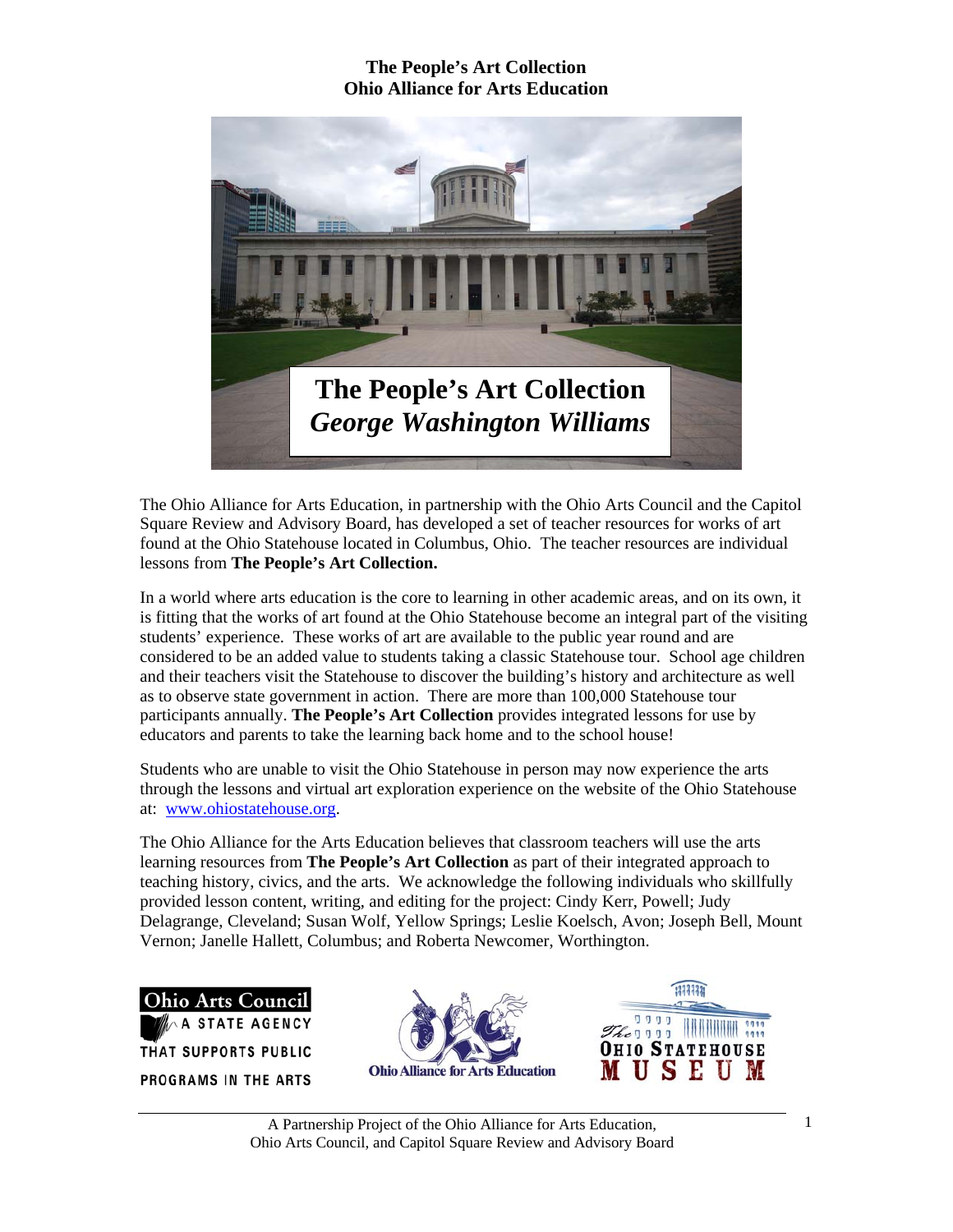# The People's Art Collection
## Ohio Alliance for Arts Education

**The People's Art Collection**
***George Washington Williams***

The Ohio Alliance for Arts Education, in partnership with the Ohio Arts Council and the Capitol Square Review and Advisory Board, has developed a set of teacher resources for works of art found at the Ohio Statehouse located in Columbus, Ohio. The teacher resources are individual lessons from **The People's Art Collection.**

In a world where arts education is the core to learning in other academic areas, and on its own, it is fitting that the works of art found at the Ohio Statehouse become an integral part of the visiting students' experience. These works of art are available to the public year round and are considered to be an added value to students taking a classic Statehouse tour. School age children and their teachers visit the Statehouse to discover the building's history and architecture as well as to observe state government in action. There are more than 100,000 Statehouse tour participants annually. **The People's Art Collection** provides integrated lessons for use by educators and parents to take the learning back home and to the school house!

Students who are unable to visit the Ohio Statehouse in person may now experience the arts through the lessons and virtual art exploration experience on the website of the Ohio Statehouse at: www.ohiostatehouse.org.

The Ohio Alliance for the Arts Education believes that classroom teachers will use the arts learning resources from **The People's Art Collection** as part of their integrated approach to teaching history, civics, and the arts. We acknowledge the following individuals who skillfully provided lesson content, writing, and editing for the project: Cindy Kerr, Powell; Judy Delagrange, Cleveland; Susan Wolf, Yellow Springs; Leslie Koelsch, Avon; Joseph Bell, Mount Vernon; Janelle Hallett, Columbus; and Roberta Newcomer, Worthington.

Ohio Arts Council — A State Agency That Supports Public Programs in the Arts

Ohio Alliance for Arts Education

The Ohio Statehouse Museum

A Partnership Project of the Ohio Alliance for Arts Education, Ohio Arts Council, and Capitol Square Review and Advisory Board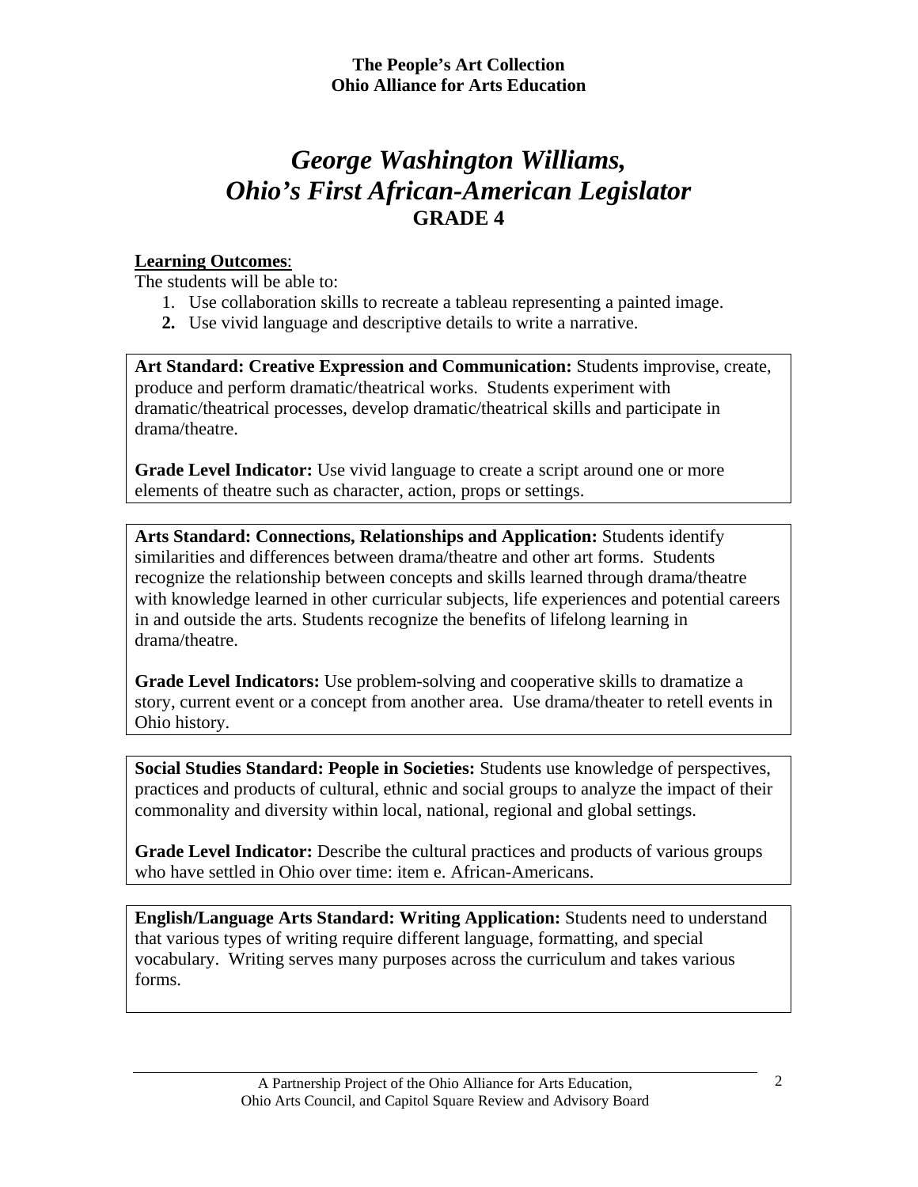**The People's Art Collection**
**Ohio Alliance for Arts Education**

# *George Washington Williams, Ohio's First African-American Legislator*
## GRADE 4

**Learning Outcomes**:
The students will be able to:

1. Use collaboration skills to recreate a tableau representing a painted image.
2. Use vivid language and descriptive details to write a narrative.

**Art Standard: Creative Expression and Communication:** Students improvise, create, produce and perform dramatic/theatrical works. Students experiment with dramatic/theatrical processes, develop dramatic/theatrical skills and participate in drama/theatre.

**Grade Level Indicator:** Use vivid language to create a script around one or more elements of theatre such as character, action, props or settings.

**Arts Standard: Connections, Relationships and Application:** Students identify similarities and differences between drama/theatre and other art forms. Students recognize the relationship between concepts and skills learned through drama/theatre with knowledge learned in other curricular subjects, life experiences and potential careers in and outside the arts. Students recognize the benefits of lifelong learning in drama/theatre.

**Grade Level Indicators:** Use problem-solving and cooperative skills to dramatize a story, current event or a concept from another area. Use drama/theater to retell events in Ohio history.

**Social Studies Standard: People in Societies:** Students use knowledge of perspectives, practices and products of cultural, ethnic and social groups to analyze the impact of their commonality and diversity within local, national, regional and global settings.

**Grade Level Indicator:** Describe the cultural practices and products of various groups who have settled in Ohio over time: item e. African-Americans.

**English/Language Arts Standard: Writing Application:** Students need to understand that various types of writing require different language, formatting, and special vocabulary. Writing serves many purposes across the curriculum and takes various forms.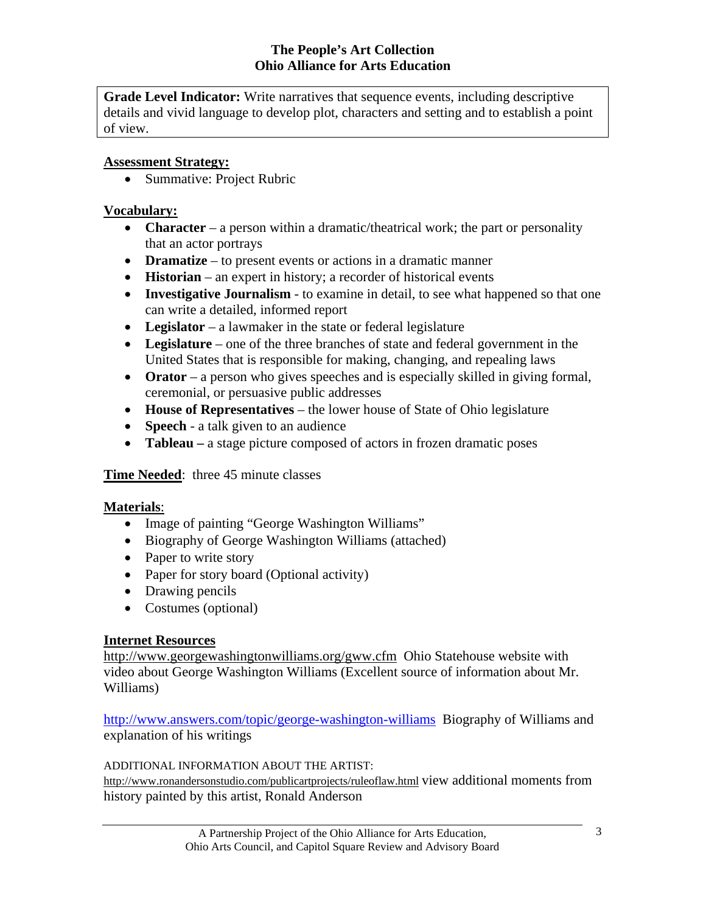**Grade Level Indicator:** Write narratives that sequence events, including descriptive details and vivid language to develop plot, characters and setting and to establish a point of view.

**Assessment Strategy:**

- Summative: Project Rubric

**Vocabulary:**

- **Character** – a person within a dramatic/theatrical work; the part or personality that an actor portrays
- **Dramatize** – to present events or actions in a dramatic manner
- **Historian** – an expert in history; a recorder of historical events
- **Investigative Journalism** - to examine in detail, to see what happened so that one can write a detailed, informed report
- **Legislator** – a lawmaker in the state or federal legislature
- **Legislature** – one of the three branches of state and federal government in the United States that is responsible for making, changing, and repealing laws
- **Orator** – a person who gives speeches and is especially skilled in giving formal, ceremonial, or persuasive public addresses
- **House of Representatives** – the lower house of State of Ohio legislature
- **Speech** - a talk given to an audience
- **Tableau** – a stage picture composed of actors in frozen dramatic poses

**Time Needed**: three 45 minute classes

**Materials**:

- Image of painting "George Washington Williams"
- Biography of George Washington Williams (attached)
- Paper to write story
- Paper for story board (Optional activity)
- Drawing pencils
- Costumes (optional)

**Internet Resources**

http://www.georgewashingtonwilliams.org/gww.cfm Ohio Statehouse website with video about George Washington Williams (Excellent source of information about Mr. Williams)

http://www.answers.com/topic/george-washington-williams Biography of Williams and explanation of his writings

ADDITIONAL INFORMATION ABOUT THE ARTIST:
http://www.ronandersonstudio.com/publicartprojects/ruleoflaw.html view additional moments from history painted by this artist, Ronald Anderson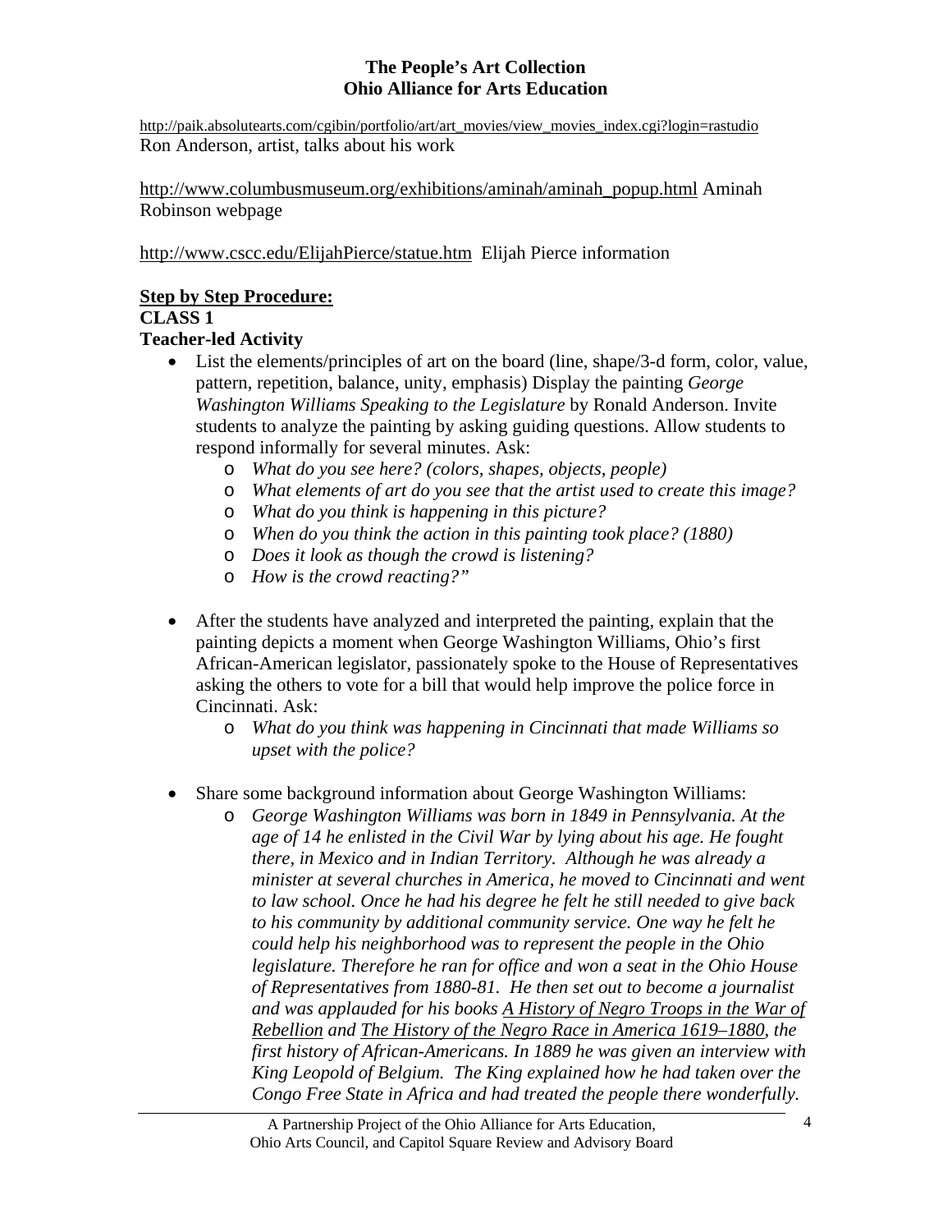# The People's Art Collection
## Ohio Alliance for Arts Education

http://paik.absolutearts.com/cgibin/portfolio/art/art_movies/view_movies_index.cgi?login=rastudio
Ron Anderson, artist, talks about his work

http://www.columbusmuseum.org/exhibitions/aminah/aminah_popup.html Aminah Robinson webpage

http://www.cscc.edu/ElijahPierce/statue.htm Elijah Pierce information

**Step by Step Procedure:**

**CLASS 1**

**Teacher-led Activity**

- List the elements/principles of art on the board (line, shape/3-d form, color, value, pattern, repetition, balance, unity, emphasis) Display the painting *George Washington Williams Speaking to the Legislature* by Ronald Anderson. Invite students to analyze the painting by asking guiding questions. Allow students to respond informally for several minutes. Ask:
  - *What do you see here? (colors, shapes, objects, people)*
  - *What elements of art do you see that the artist used to create this image?*
  - *What do you think is happening in this picture?*
  - *When do you think the action in this painting took place? (1880)*
  - *Does it look as though the crowd is listening?*
  - *How is the crowd reacting?"*

- After the students have analyzed and interpreted the painting, explain that the painting depicts a moment when George Washington Williams, Ohio's first African-American legislator, passionately spoke to the House of Representatives asking the others to vote for a bill that would help improve the police force in Cincinnati. Ask:
  - *What do you think was happening in Cincinnati that made Williams so upset with the police?*

- Share some background information about George Washington Williams:
  - *George Washington Williams was born in 1849 in Pennsylvania. At the age of 14 he enlisted in the Civil War by lying about his age. He fought there, in Mexico and in Indian Territory. Although he was already a minister at several churches in America, he moved to Cincinnati and went to law school. Once he had his degree he felt he still needed to give back to his community by additional community service. One way he felt he could help his neighborhood was to represent the people in the Ohio legislature. Therefore he ran for office and won a seat in the Ohio House of Representatives from 1880-81. He then set out to become a journalist and was applauded for his books A History of Negro Troops in the War of Rebellion and The History of the Negro Race in America 1619–1880, the first history of African-Americans. In 1889 he was given an interview with King Leopold of Belgium. The King explained how he had taken over the Congo Free State in Africa and had treated the people there wonderfully.*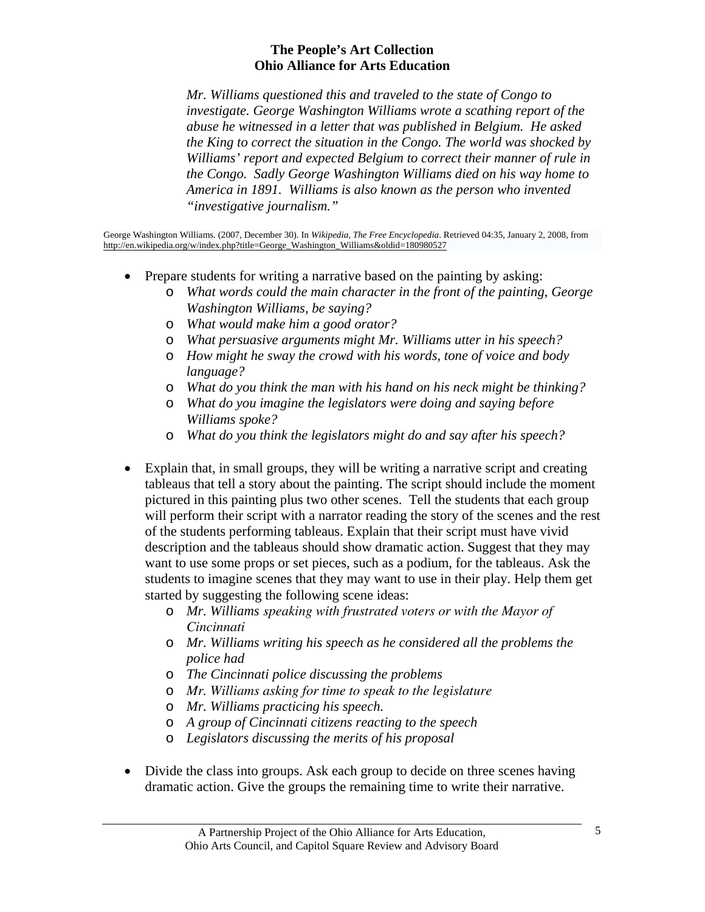*Mr. Williams questioned this and traveled to the state of Congo to investigate. George Washington Williams wrote a scathing report of the abuse he witnessed in a letter that was published in Belgium. He asked the King to correct the situation in the Congo. The world was shocked by Williams' report and expected Belgium to correct their manner of rule in the Congo. Sadly George Washington Williams died on his way home to America in 1891. Williams is also known as the person who invented "investigative journalism."*

George Washington Williams. (2007, December 30). In *Wikipedia, The Free Encyclopedia*. Retrieved 04:35, January 2, 2008, from http://en.wikipedia.org/w/index.php?title=George_Washington_Williams&oldid=180980527

- Prepare students for writing a narrative based on the painting by asking:
  - *What words could the main character in the front of the painting, George Washington Williams, be saying?*
  - *What would make him a good orator?*
  - *What persuasive arguments might Mr. Williams utter in his speech?*
  - *How might he sway the crowd with his words, tone of voice and body language?*
  - *What do you think the man with his hand on his neck might be thinking?*
  - *What do you imagine the legislators were doing and saying before Williams spoke?*
  - *What do you think the legislators might do and say after his speech?*

- Explain that, in small groups, they will be writing a narrative script and creating tableaus that tell a story about the painting. The script should include the moment pictured in this painting plus two other scenes. Tell the students that each group will perform their script with a narrator reading the story of the scenes and the rest of the students performing tableaus. Explain that their script must have vivid description and the tableaus should show dramatic action. Suggest that they may want to use some props or set pieces, such as a podium, for the tableaus. Ask the students to imagine scenes that they may want to use in their play. Help them get started by suggesting the following scene ideas:
  - *Mr. Williams speaking with frustrated voters or with the Mayor of Cincinnati*
  - *Mr. Williams writing his speech as he considered all the problems the police had*
  - *The Cincinnati police discussing the problems*
  - *Mr. Williams asking for time to speak to the legislature*
  - *Mr. Williams practicing his speech.*
  - *A group of Cincinnati citizens reacting to the speech*
  - *Legislators discussing the merits of his proposal*

- Divide the class into groups. Ask each group to decide on three scenes having dramatic action. Give the groups the remaining time to write their narrative.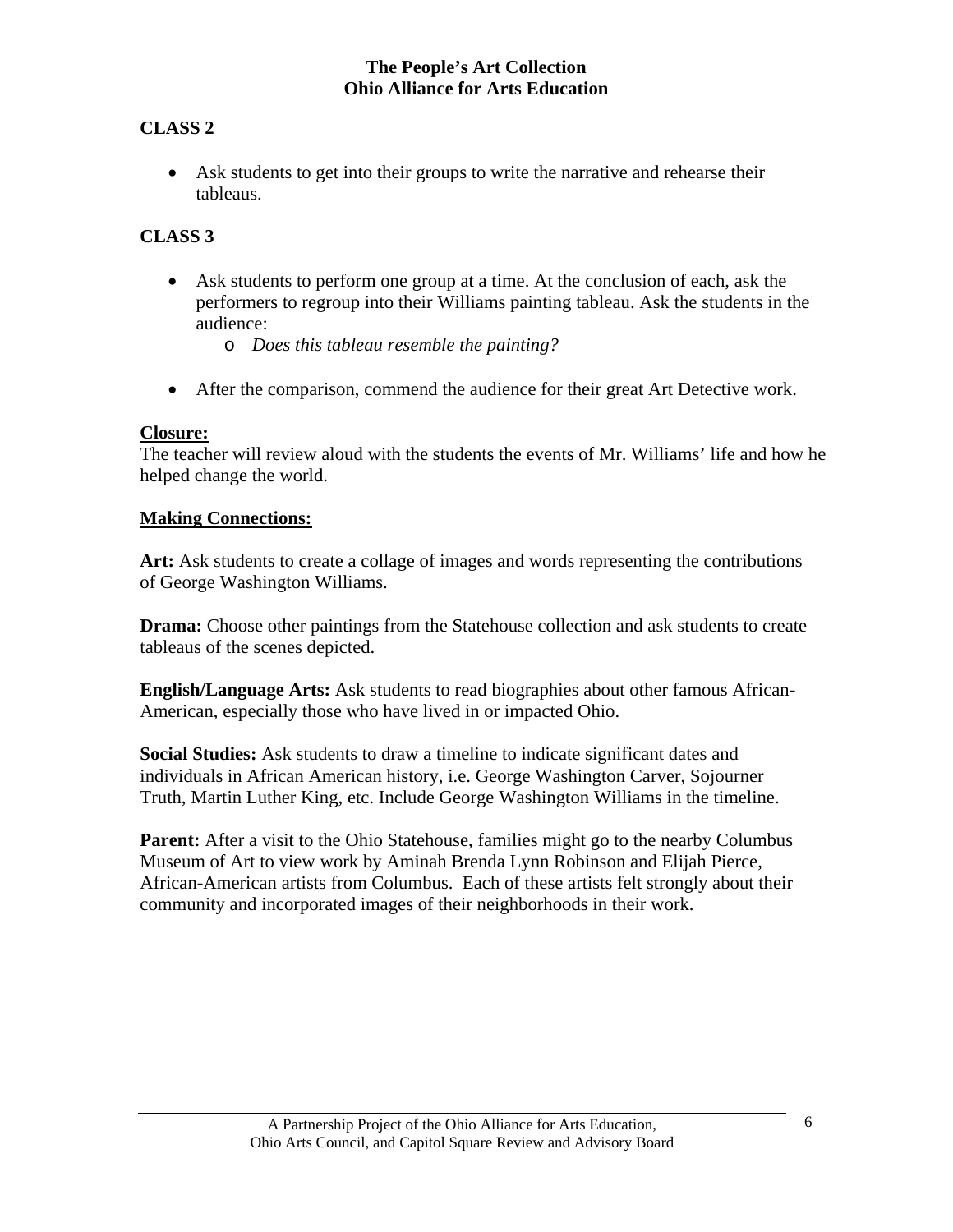## CLASS 2

- Ask students to get into their groups to write the narrative and rehearse their tableaus.

## CLASS 3

- Ask students to perform one group at a time. At the conclusion of each, ask the performers to regroup into their Williams painting tableau. Ask the students in the audience:
    - *Does this tableau resemble the painting?*

- After the comparison, commend the audience for their great Art Detective work.

**Closure:**

The teacher will review aloud with the students the events of Mr. Williams' life and how he helped change the world.

**Making Connections:**

**Art:** Ask students to create a collage of images and words representing the contributions of George Washington Williams.

**Drama:** Choose other paintings from the Statehouse collection and ask students to create tableaus of the scenes depicted.

**English/Language Arts:** Ask students to read biographies about other famous African-American, especially those who have lived in or impacted Ohio.

**Social Studies:** Ask students to draw a timeline to indicate significant dates and individuals in African American history, i.e. George Washington Carver, Sojourner Truth, Martin Luther King, etc. Include George Washington Williams in the timeline.

**Parent:** After a visit to the Ohio Statehouse, families might go to the nearby Columbus Museum of Art to view work by Aminah Brenda Lynn Robinson and Elijah Pierce, African-American artists from Columbus. Each of these artists felt strongly about their community and incorporated images of their neighborhoods in their work.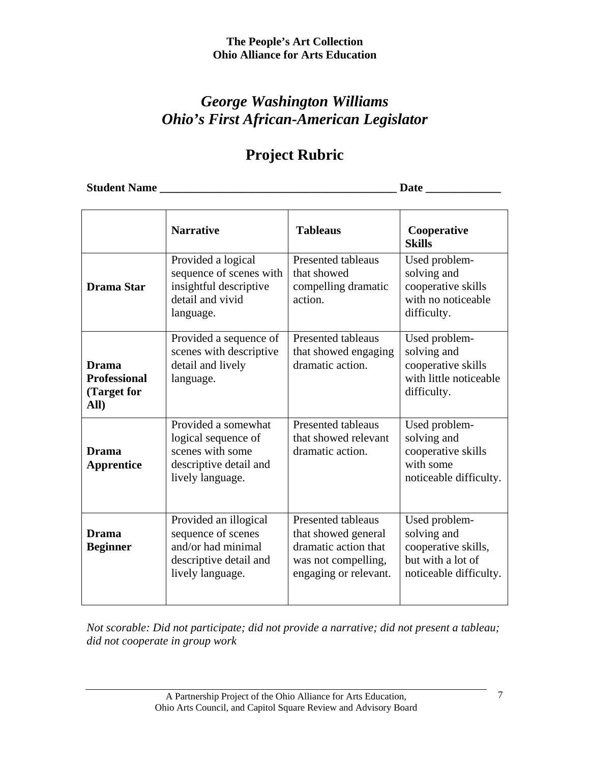**The People's Art Collection**
**Ohio Alliance for Arts Education**

# *George Washington Williams*
# *Ohio's First African-American Legislator*

## Project Rubric

**Student Name \_\_\_\_\_\_\_\_\_\_\_\_\_\_\_\_\_\_\_\_\_\_\_\_\_\_\_\_\_\_\_\_\_\_\_\_\_\_\_\_\_\_ Date \_\_\_\_\_\_\_\_\_\_\_\_\_**

| | **Narrative** | **Tableaus** | **Cooperative Skills** |
|---|---|---|---|
| **Drama Star** | Provided a logical sequence of scenes with insightful descriptive detail and vivid language. | Presented tableaus that showed compelling dramatic action. | Used problem-solving and cooperative skills with no noticeable difficulty. |
| **Drama Professional (Target for All)** | Provided a sequence of scenes with descriptive detail and lively language. | Presented tableaus that showed engaging dramatic action. | Used problem-solving and cooperative skills with little noticeable difficulty. |
| **Drama Apprentice** | Provided a somewhat logical sequence of scenes with some descriptive detail and lively language. | Presented tableaus that showed relevant dramatic action. | Used problem-solving and cooperative skills with some noticeable difficulty. |
| **Drama Beginner** | Provided an illogical sequence of scenes and/or had minimal descriptive detail and lively language. | Presented tableaus that showed general dramatic action that was not compelling, engaging or relevant. | Used problem-solving and cooperative skills, but with a lot of noticeable difficulty. |

*Not scorable: Did not participate; did not provide a narrative; did not present a tableau; did not cooperate in group work*

A Partnership Project of the Ohio Alliance for Arts Education, Ohio Arts Council, and Capitol Square Review and Advisory Board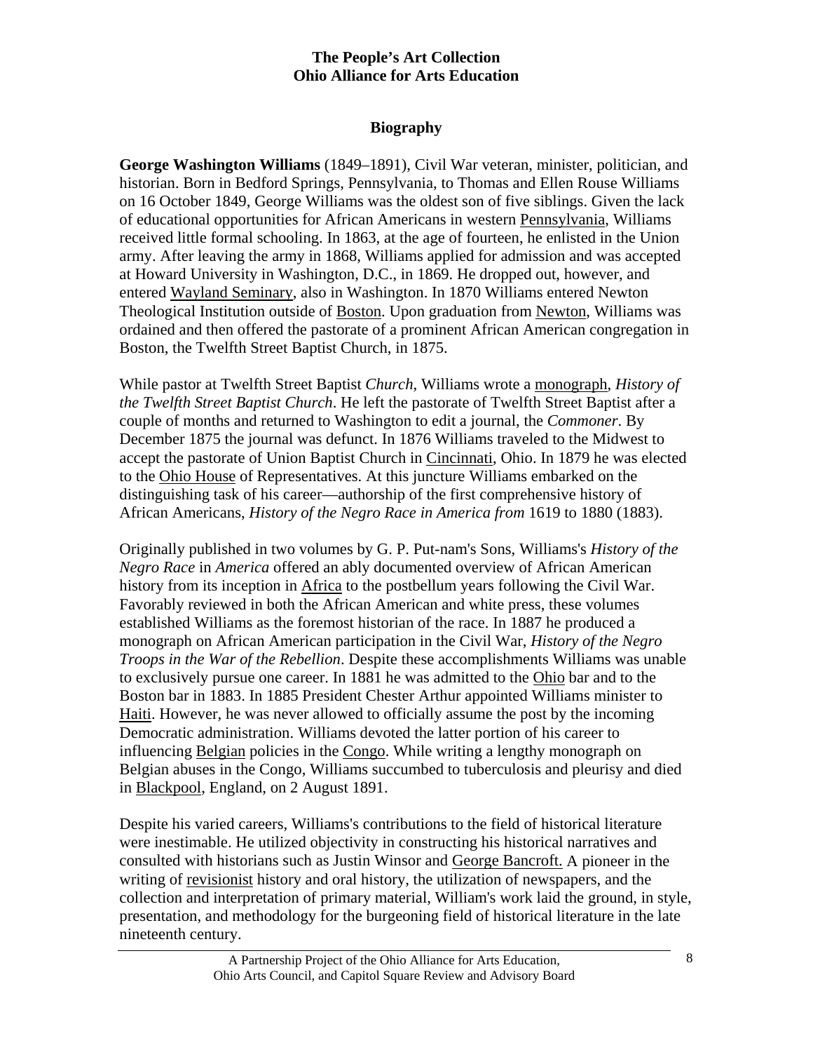**The People's Art Collection**
**Ohio Alliance for Arts Education**

## Biography

**George Washington Williams** (1849–1891), Civil War veteran, minister, politician, and historian. Born in Bedford Springs, Pennsylvania, to Thomas and Ellen Rouse Williams on 16 October 1849, George Williams was the oldest son of five siblings. Given the lack of educational opportunities for African Americans in western Pennsylvania, Williams received little formal schooling. In 1863, at the age of fourteen, he enlisted in the Union army. After leaving the army in 1868, Williams applied for admission and was accepted at Howard University in Washington, D.C., in 1869. He dropped out, however, and entered Wayland Seminary, also in Washington. In 1870 Williams entered Newton Theological Institution outside of Boston. Upon graduation from Newton, Williams was ordained and then offered the pastorate of a prominent African American congregation in Boston, the Twelfth Street Baptist Church, in 1875.

While pastor at Twelfth Street Baptist *Church*, Williams wrote a monograph, *History of the Twelfth Street Baptist Church*. He left the pastorate of Twelfth Street Baptist after a couple of months and returned to Washington to edit a journal, the *Commoner*. By December 1875 the journal was defunct. In 1876 Williams traveled to the Midwest to accept the pastorate of Union Baptist Church in Cincinnati, Ohio. In 1879 he was elected to the Ohio House of Representatives. At this juncture Williams embarked on the distinguishing task of his career—authorship of the first comprehensive history of African Americans, *History of the Negro Race in America from* 1619 to 1880 (1883).

Originally published in two volumes by G. P. Put-nam's Sons, Williams's *History of the Negro Race* in *America* offered an ably documented overview of African American history from its inception in Africa to the postbellum years following the Civil War. Favorably reviewed in both the African American and white press, these volumes established Williams as the foremost historian of the race. In 1887 he produced a monograph on African American participation in the Civil War, *History of the Negro Troops in the War of the Rebellion*. Despite these accomplishments Williams was unable to exclusively pursue one career. In 1881 he was admitted to the Ohio bar and to the Boston bar in 1883. In 1885 President Chester Arthur appointed Williams minister to Haiti. However, he was never allowed to officially assume the post by the incoming Democratic administration. Williams devoted the latter portion of his career to influencing Belgian policies in the Congo. While writing a lengthy monograph on Belgian abuses in the Congo, Williams succumbed to tuberculosis and pleurisy and died in Blackpool, England, on 2 August 1891.

Despite his varied careers, Williams's contributions to the field of historical literature were inestimable. He utilized objectivity in constructing his historical narratives and consulted with historians such as Justin Winsor and George Bancroft. A pioneer in the writing of revisionist history and oral history, the utilization of newspapers, and the collection and interpretation of primary material, William's work laid the ground, in style, presentation, and methodology for the burgeoning field of historical literature in the late nineteenth century.

A Partnership Project of the Ohio Alliance for Arts Education, Ohio Arts Council, and Capitol Square Review and Advisory Board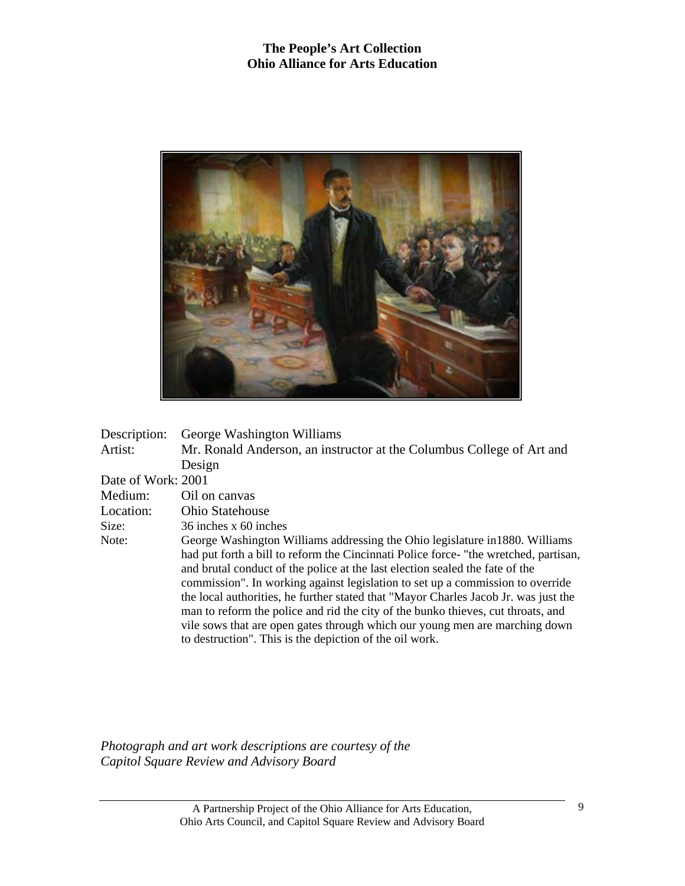# The People's Art Collection
## Ohio Alliance for Arts Education

| | |
|---|---|
| Description: | George Washington Williams |
| Artist: | Mr. Ronald Anderson, an instructor at the Columbus College of Art and Design |
| Date of Work: | 2001 |
| Medium: | Oil on canvas |
| Location: | Ohio Statehouse |
| Size: | 36 inches x 60 inches |
| Note: | George Washington Williams addressing the Ohio legislature in1880. Williams had put forth a bill to reform the Cincinnati Police force- "the wretched, partisan, and brutal conduct of the police at the last election sealed the fate of the commission". In working against legislation to set up a commission to override the local authorities, he further stated that "Mayor Charles Jacob Jr. was just the man to reform the police and rid the city of the bunko thieves, cut throats, and vile sows that are open gates through which our young men are marching down to destruction". This is the depiction of the oil work. |

*Photograph and art work descriptions are courtesy of the Capitol Square Review and Advisory Board*

A Partnership Project of the Ohio Alliance for Arts Education, Ohio Arts Council, and Capitol Square Review and Advisory Board